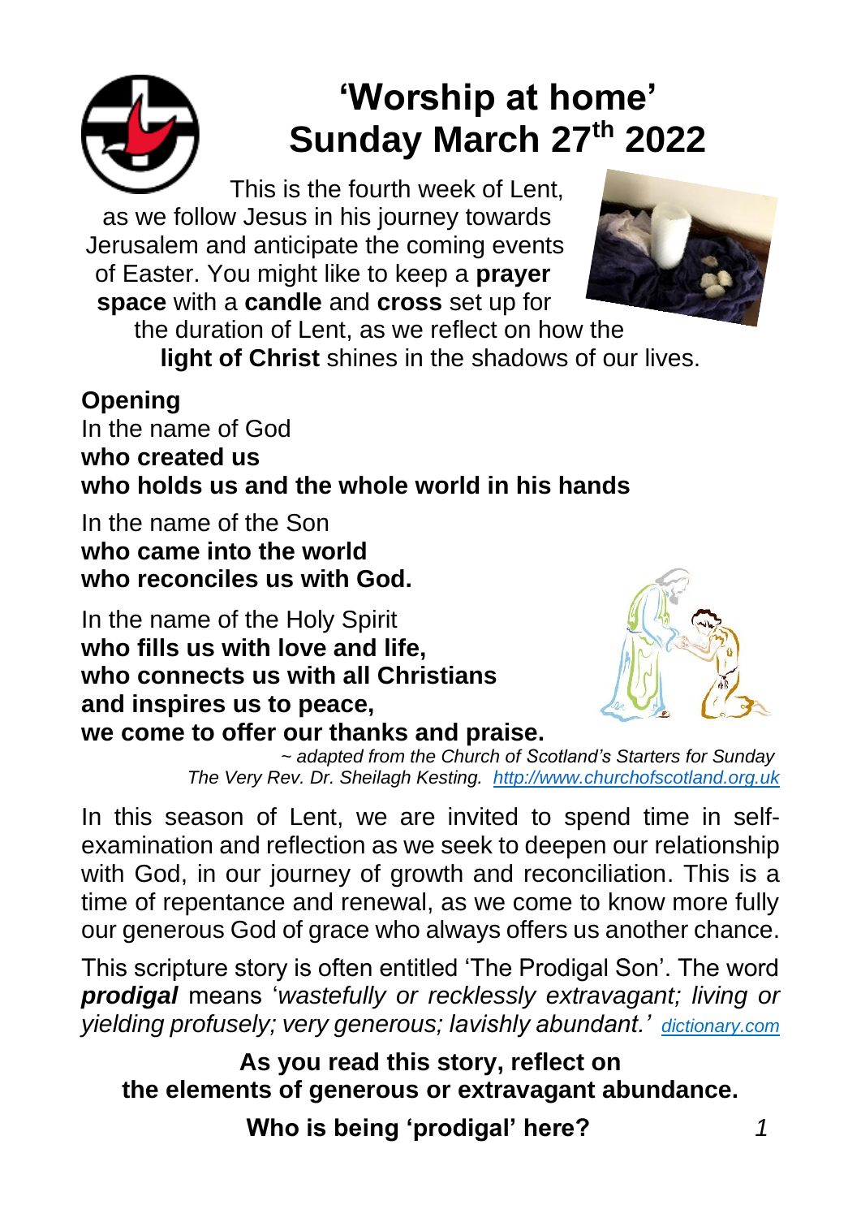# 'Worship at home'
# Sunday March 27th 2022

This is the fourth week of Lent, as we follow Jesus in his journey towards Jerusalem and anticipate the coming events of Easter. You might like to keep a **prayer space** with a **candle** and **cross** set up for the duration of Lent, as we reflect on how the **light of Christ** shines in the shadows of our lives.

**Opening**

In the name of God
**who created us**
**who holds us and the whole world in his hands**

In the name of the Son
**who came into the world**
**who reconciles us with God.**

In the name of the Holy Spirit
**who fills us with love and life,**
**who connects us with all Christians**
**and inspires us to peace,**
**we come to offer our thanks and praise.**

*~ adapted from the Church of Scotland's Starters for Sunday*
*The Very Rev. Dr. Sheilagh Kesting. http://www.churchofscotland.org.uk*

In this season of Lent, we are invited to spend time in self-examination and reflection as we seek to deepen our relationship with God, in our journey of growth and reconciliation. This is a time of repentance and renewal, as we come to know more fully our generous God of grace who always offers us another chance.

This scripture story is often entitled 'The Prodigal Son'. The word ***prodigal*** means '*wastefully or recklessly extravagant; living or yielding profusely; very generous; lavishly abundant.*' *dictionary.com*

**As you read this story, reflect on**
**the elements of generous or extravagant abundance.**

**Who is being 'prodigal' here?**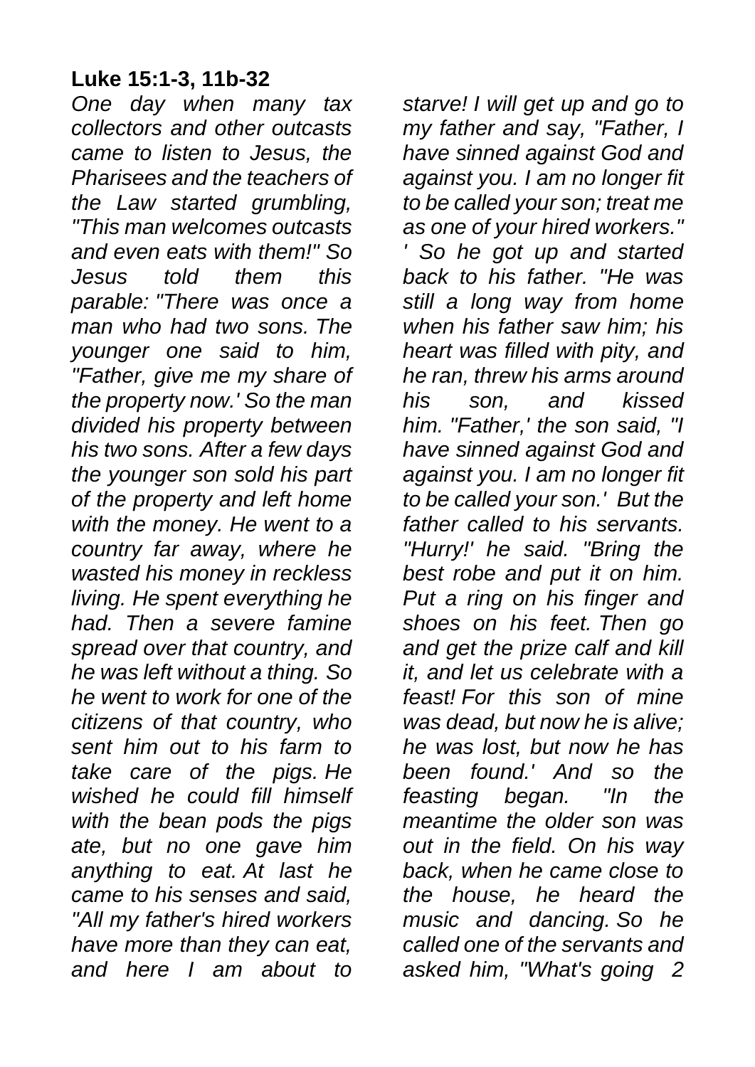**Luke 15:1-3, 11b-32**

*One day when many tax collectors and other outcasts came to listen to Jesus, the Pharisees and the teachers of the Law started grumbling, "This man welcomes outcasts and even eats with them!" So Jesus told them this parable: "There was once a man who had two sons. The younger one said to him, "Father, give me my share of the property now.' So the man divided his property between his two sons. After a few days the younger son sold his part of the property and left home with the money. He went to a country far away, where he wasted his money in reckless living. He spent everything he had. Then a severe famine spread over that country, and he was left without a thing. So he went to work for one of the citizens of that country, who sent him out to his farm to take care of the pigs. He wished he could fill himself with the bean pods the pigs ate, but no one gave him anything to eat. At last he came to his senses and said, "All my father's hired workers have more than they can eat, and here I am about to starve! I will get up and go to my father and say, "Father, I have sinned against God and against you. I am no longer fit to be called your son; treat me as one of your hired workers." ' So he got up and started back to his father. "He was still a long way from home when his father saw him; his heart was filled with pity, and he ran, threw his arms around his son, and kissed him. "Father,' the son said, "I have sinned against God and against you. I am no longer fit to be called your son.' But the father called to his servants. "Hurry!' he said. "Bring the best robe and put it on him. Put a ring on his finger and shoes on his feet. Then go and get the prize calf and kill it, and let us celebrate with a feast! For this son of mine was dead, but now he is alive; he was lost, but now he has been found.' And so the feasting began. "In the meantime the older son was out in the field. On his way back, when he came close to the house, he heard the music and dancing. So he called one of the servants and asked him, "What's going*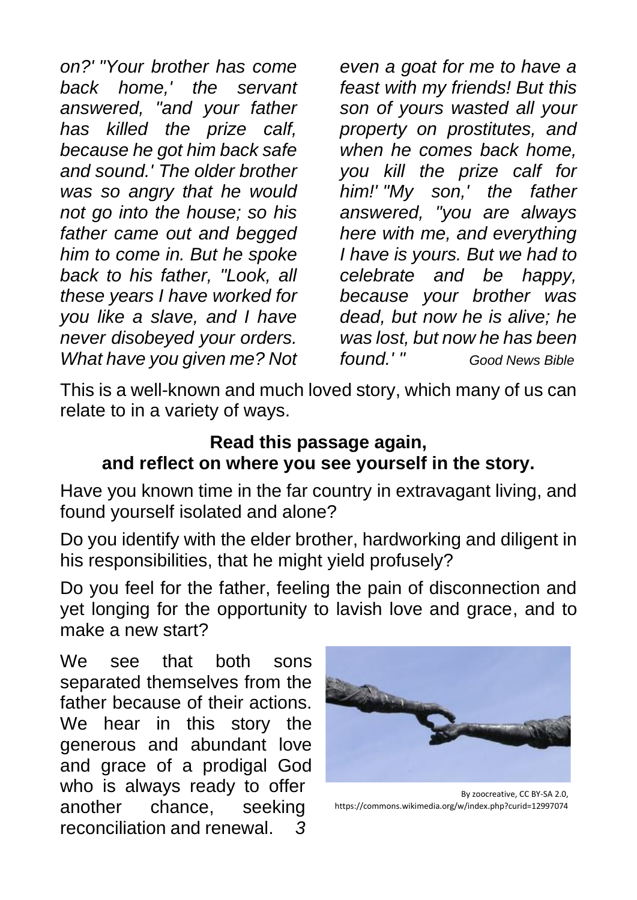*on?' "Your brother has come back home,' the servant answered, "and your father has killed the prize calf, because he got him back safe and sound.' The older brother was so angry that he would not go into the house; so his father came out and begged him to come in. But he spoke back to his father, "Look, all these years I have worked for you like a slave, and I have never disobeyed your orders. What have you given me? Not even a goat for me to have a feast with my friends! But this son of yours wasted all your property on prostitutes, and when he comes back home, you kill the prize calf for him!' "My son,' the father answered, "you are always here with me, and everything I have is yours. But we had to celebrate and be happy, because your brother was dead, but now he is alive; he was lost, but now he has been found.' "* *Good News Bible*

This is a well-known and much loved story, which many of us can relate to in a variety of ways.

**Read this passage again, and reflect on where you see yourself in the story.**

Have you known time in the far country in extravagant living, and found yourself isolated and alone?

Do you identify with the elder brother, hardworking and diligent in his responsibilities, that he might yield profusely?

Do you feel for the father, feeling the pain of disconnection and yet longing for the opportunity to lavish love and grace, and to make a new start?

We see that both sons separated themselves from the father because of their actions. We hear in this story the generous and abundant love and grace of a prodigal God who is always ready to offer another chance, seeking reconciliation and renewal.

By zoocreative, CC BY-SA 2.0, https://commons.wikimedia.org/w/index.php?curid=12997074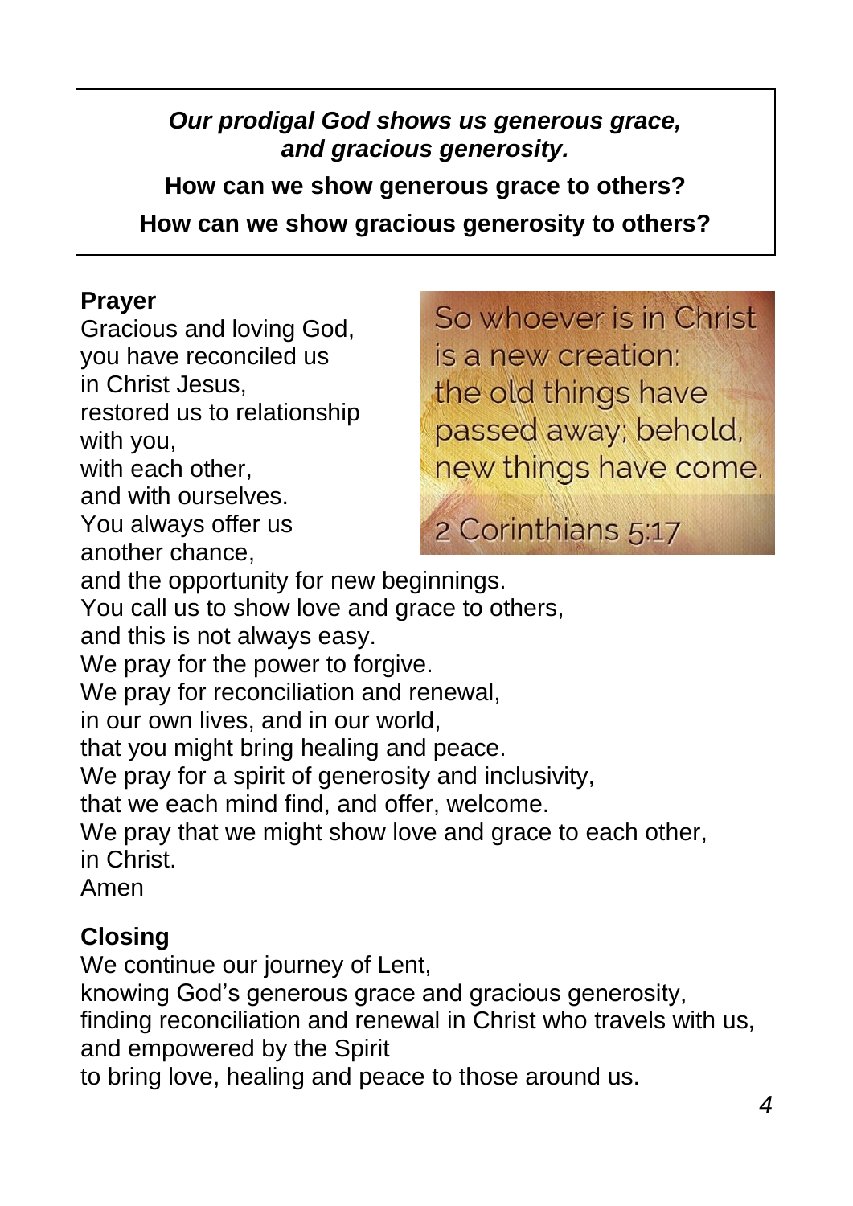***Our prodigal God shows us generous grace, and gracious generosity.***

**How can we show generous grace to others?**

**How can we show gracious generosity to others?**

**Prayer**

Gracious and loving God,
you have reconciled us
in Christ Jesus,
restored us to relationship
with you,
with each other,
and with ourselves.
You always offer us
another chance,
and the opportunity for new beginnings.
You call us to show love and grace to others,
and this is not always easy.
We pray for the power to forgive.
We pray for reconciliation and renewal,
in our own lives, and in our world,
that you might bring healing and peace.
We pray for a spirit of generosity and inclusivity,
that we each mind find, and offer, welcome.
We pray that we might show love and grace to each other,
in Christ.
Amen

So whoever is in Christ is a new creation: the old things have passed away; behold, new things have come.

2 Corinthians 5:17

**Closing**

We continue our journey of Lent,
knowing God's generous grace and gracious generosity,
finding reconciliation and renewal in Christ who travels with us,
and empowered by the Spirit
to bring love, healing and peace to those around us.